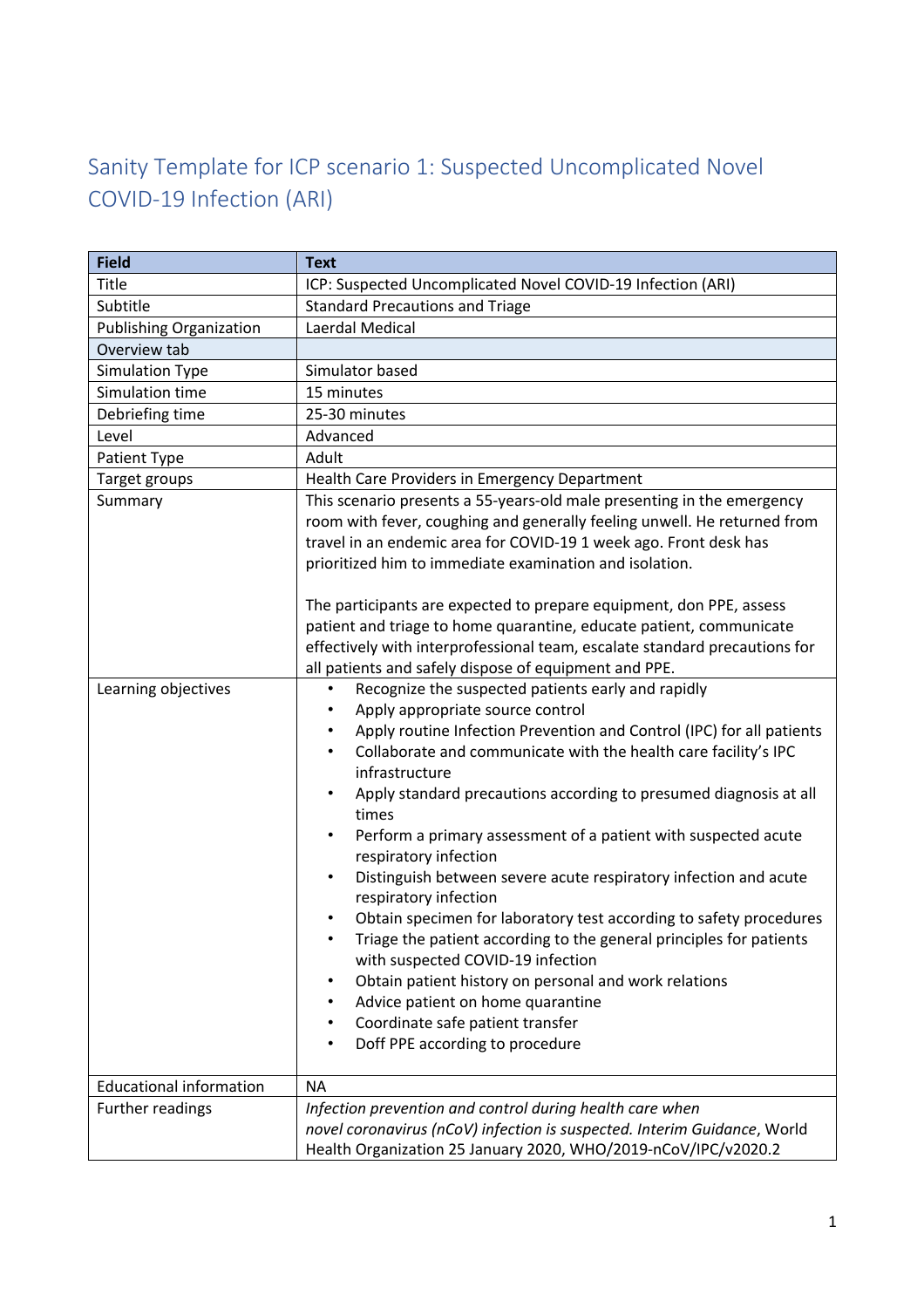# Sanity Template for ICP scenario 1: Suspected Uncomplicated Novel COVID-19 Infection (ARI)

| Field | Text |
|---|---|
| Title | ICP: Suspected Uncomplicated Novel COVID-19 Infection (ARI) |
| Subtitle | Standard Precautions and Triage |
| Publishing Organization | Laerdal Medical |
| Overview tab | |
| Simulation Type | Simulator based |
| Simulation time | 15 minutes |
| Debriefing time | 25-30 minutes |
| Level | Advanced |
| Patient Type | Adult |
| Target groups | Health Care Providers in Emergency Department |
| Summary | This scenario presents a 55-years-old male presenting in the emergency room with fever, coughing and generally feeling unwell. He returned from travel in an endemic area for COVID-19 1 week ago. Front desk has prioritized him to immediate examination and isolation.<br><br>The participants are expected to prepare equipment, don PPE, assess patient and triage to home quarantine, educate patient, communicate effectively with interprofessional team, escalate standard precautions for all patients and safely dispose of equipment and PPE. |
| Learning objectives | • Recognize the suspected patients early and rapidly<br>• Apply appropriate source control<br>• Apply routine Infection Prevention and Control (IPC) for all patients<br>• Collaborate and communicate with the health care facility's IPC infrastructure<br>• Apply standard precautions according to presumed diagnosis at all times<br>• Perform a primary assessment of a patient with suspected acute respiratory infection<br>• Distinguish between severe acute respiratory infection and acute respiratory infection<br>• Obtain specimen for laboratory test according to safety procedures<br>• Triage the patient according to the general principles for patients with suspected COVID-19 infection<br>• Obtain patient history on personal and work relations<br>• Advice patient on home quarantine<br>• Coordinate safe patient transfer<br>• Doff PPE according to procedure |
| Educational information | NA |
| Further readings | *Infection prevention and control during health care when novel coronavirus (nCoV) infection is suspected. Interim Guidance*, World Health Organization 25 January 2020, WHO/2019-nCoV/IPC/v2020.2 |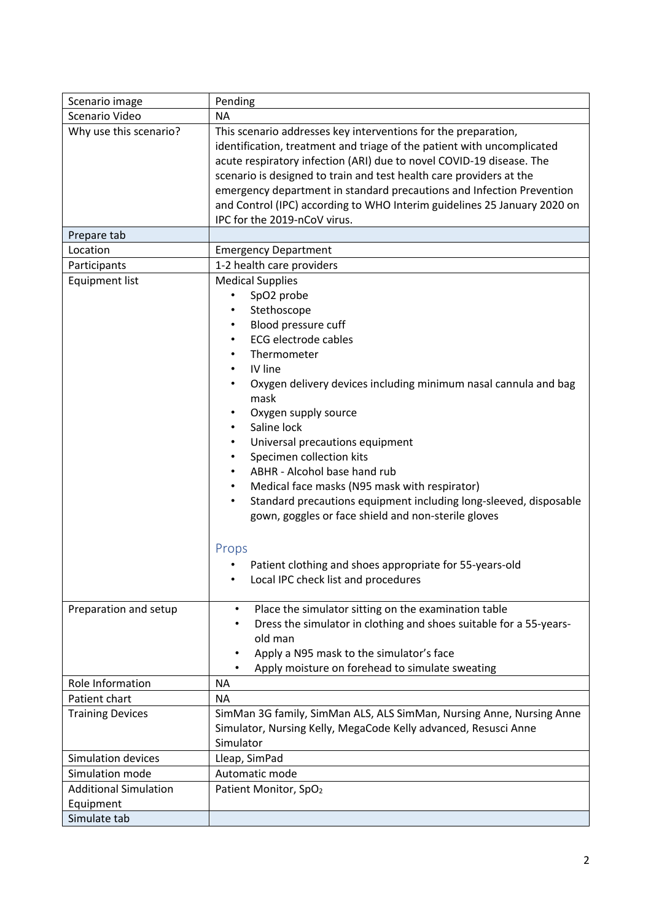| | |
|---|---|
| Scenario image | Pending |
| Scenario Video | NA |
| Why use this scenario? | This scenario addresses key interventions for the preparation, identification, treatment and triage of the patient with uncomplicated acute respiratory infection (ARI) due to novel COVID-19 disease. The scenario is designed to train and test health care providers at the emergency department in standard precautions and Infection Prevention and Control (IPC) according to WHO Interim guidelines 25 January 2020 on IPC for the 2019-nCoV virus. |
| Prepare tab | |
| Location | Emergency Department |
| Participants | 1-2 health care providers |
| Equipment list | Medical Supplies<br>• SpO2 probe<br>• Stethoscope<br>• Blood pressure cuff<br>• ECG electrode cables<br>• Thermometer<br>• IV line<br>• Oxygen delivery devices including minimum nasal cannula and bag mask<br>• Oxygen supply source<br>• Saline lock<br>• Universal precautions equipment<br>• Specimen collection kits<br>• ABHR - Alcohol base hand rub<br>• Medical face masks (N95 mask with respirator)<br>• Standard precautions equipment including long-sleeved, disposable gown, goggles or face shield and non-sterile gloves<br><br>Props<br>• Patient clothing and shoes appropriate for 55-years-old<br>• Local IPC check list and procedures |
| Preparation and setup | • Place the simulator sitting on the examination table<br>• Dress the simulator in clothing and shoes suitable for a 55-years-old man<br>• Apply a N95 mask to the simulator's face<br>• Apply moisture on forehead to simulate sweating |
| Role Information | NA |
| Patient chart | NA |
| Training Devices | SimMan 3G family, SimMan ALS, ALS SimMan, Nursing Anne, Nursing Anne Simulator, Nursing Kelly, MegaCode Kelly advanced, Resusci Anne Simulator |
| Simulation devices | Lleap, SimPad |
| Simulation mode | Automatic mode |
| Additional Simulation Equipment | Patient Monitor, $SpO_2$ |
| Simulate tab | |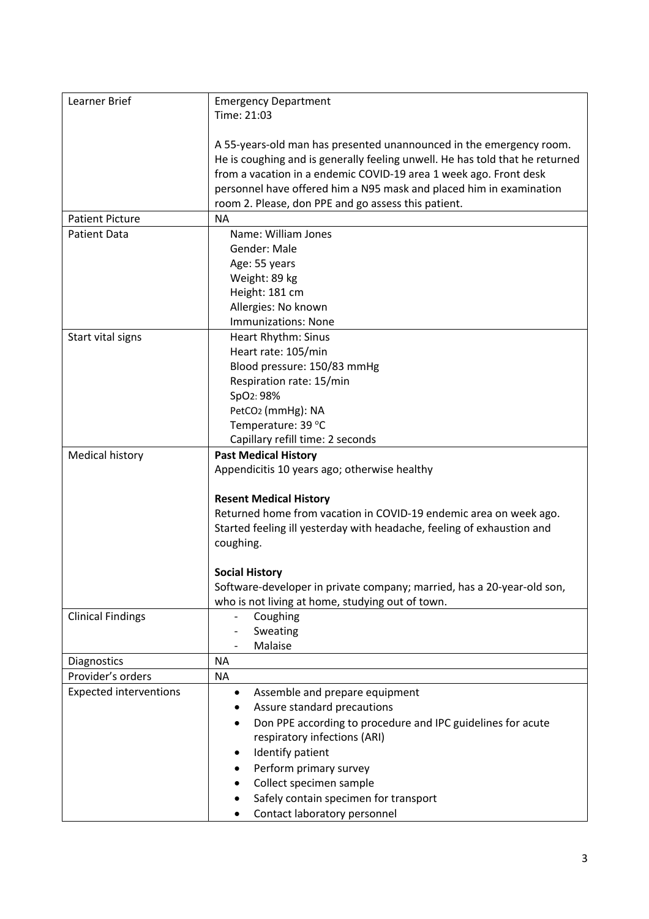| Learner Brief | Emergency Department<br>Time: 21:03<br><br>A 55-years-old man has presented unannounced in the emergency room. He is coughing and is generally feeling unwell. He has told that he returned from a vacation in a endemic COVID-19 area 1 week ago. Front desk personnel have offered him a N95 mask and placed him in examination room 2. Please, don PPE and go assess this patient. |
|---|---|
| Patient Picture | NA |
| Patient Data | Name: William Jones<br>Gender: Male<br>Age: 55 years<br>Weight: 89 kg<br>Height: 181 cm<br>Allergies: No known<br>Immunizations: None |
| Start vital signs | Heart Rhythm: Sinus<br>Heart rate: 105/min<br>Blood pressure: 150/83 mmHg<br>Respiration rate: 15/min<br>$SpO_2$: 98%<br>$PetCO_2$ (mmHg): NA<br>Temperature: 39 °C<br>Capillary refill time: 2 seconds |
| Medical history | **Past Medical History**<br>Appendicitis 10 years ago; otherwise healthy<br><br>**Resent Medical History**<br>Returned home from vacation in COVID-19 endemic area on week ago. Started feeling ill yesterday with headache, feeling of exhaustion and coughing.<br><br>**Social History**<br>Software-developer in private company; married, has a 20-year-old son, who is not living at home, studying out of town. |
| Clinical Findings | - Coughing<br>- Sweating<br>- Malaise |
| Diagnostics | NA |
| Provider's orders | NA |
| Expected interventions | • Assemble and prepare equipment<br>• Assure standard precautions<br>• Don PPE according to procedure and IPC guidelines for acute respiratory infections (ARI)<br>• Identify patient<br>• Perform primary survey<br>• Collect specimen sample<br>• Safely contain specimen for transport<br>• Contact laboratory personnel |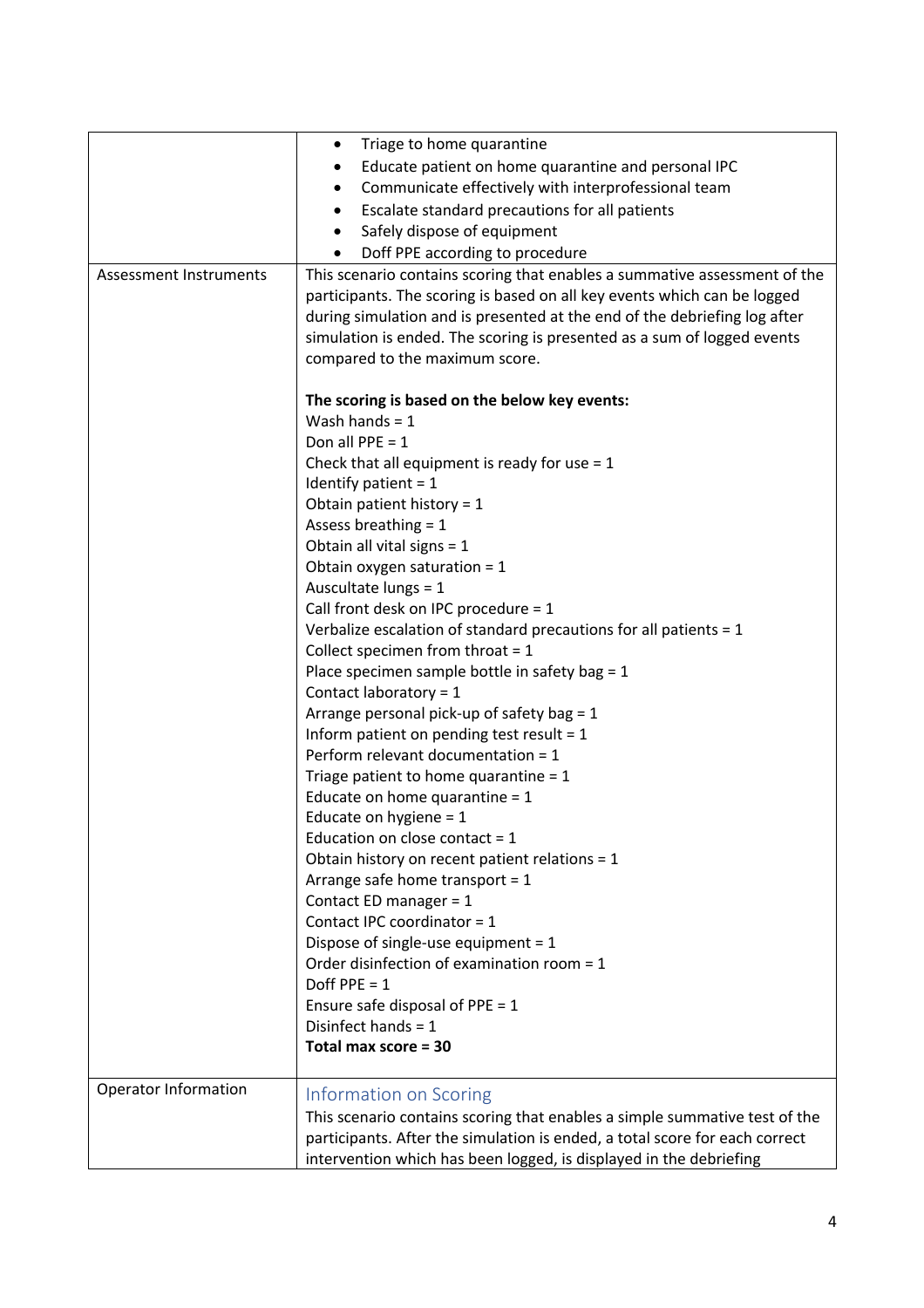| | |
|---|---|
| | • Triage to home quarantine<br>• Educate patient on home quarantine and personal IPC<br>• Communicate effectively with interprofessional team<br>• Escalate standard precautions for all patients<br>• Safely dispose of equipment<br>• Doff PPE according to procedure |
| Assessment Instruments | This scenario contains scoring that enables a summative assessment of the participants. The scoring is based on all key events which can be logged during simulation and is presented at the end of the debriefing log after simulation is ended. The scoring is presented as a sum of logged events compared to the maximum score.<br><br>**The scoring is based on the below key events:**<br>Wash hands = 1<br>Don all PPE = 1<br>Check that all equipment is ready for use = 1<br>Identify patient = 1<br>Obtain patient history = 1<br>Assess breathing = 1<br>Obtain all vital signs = 1<br>Obtain oxygen saturation = 1<br>Auscultate lungs = 1<br>Call front desk on IPC procedure = 1<br>Verbalize escalation of standard precautions for all patients = 1<br>Collect specimen from throat = 1<br>Place specimen sample bottle in safety bag = 1<br>Contact laboratory = 1<br>Arrange personal pick-up of safety bag = 1<br>Inform patient on pending test result = 1<br>Perform relevant documentation = 1<br>Triage patient to home quarantine = 1<br>Educate on home quarantine = 1<br>Educate on hygiene = 1<br>Education on close contact = 1<br>Obtain history on recent patient relations = 1<br>Arrange safe home transport = 1<br>Contact ED manager = 1<br>Contact IPC coordinator = 1<br>Dispose of single-use equipment = 1<br>Order disinfection of examination room = 1<br>Doff PPE = 1<br>Ensure safe disposal of PPE = 1<br>Disinfect hands = 1<br>**Total max score = 30** |
| Operator Information | **Information on Scoring**<br>This scenario contains scoring that enables a simple summative test of the participants. After the simulation is ended, a total score for each correct intervention which has been logged, is displayed in the debriefing |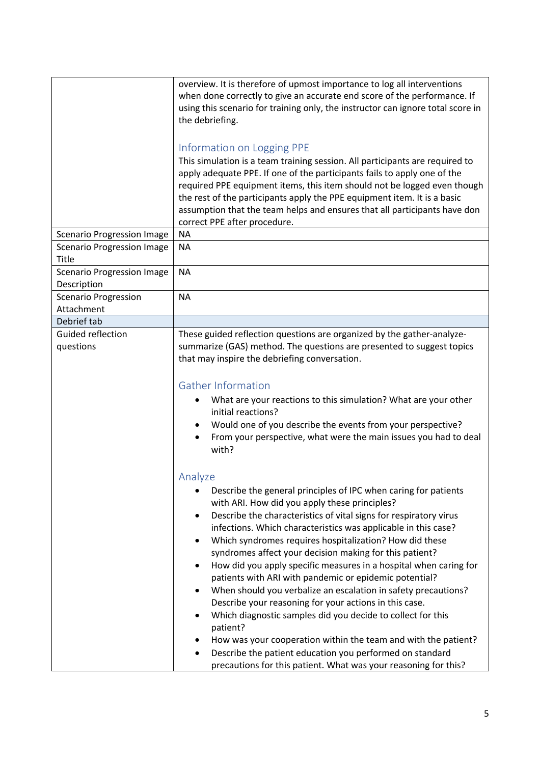| | |
|---|---|
| | overview. It is therefore of upmost importance to log all interventions when done correctly to give an accurate end score of the performance. If using this scenario for training only, the instructor can ignore total score in the debriefing.<br><br>**Information on Logging PPE**<br>This simulation is a team training session. All participants are required to apply adequate PPE. If one of the participants fails to apply one of the required PPE equipment items, this item should not be logged even though the rest of the participants apply the PPE equipment item. It is a basic assumption that the team helps and ensures that all participants have don correct PPE after procedure. |
| Scenario Progression Image | NA |
| Scenario Progression Image Title | NA |
| Scenario Progression Image Description | NA |
| Scenario Progression Attachment | NA |
| Debrief tab | |
| Guided reflection questions | These guided reflection questions are organized by the gather-analyze-summarize (GAS) method. The questions are presented to suggest topics that may inspire the debriefing conversation.<br><br>**Gather Information**<br>• What are your reactions to this simulation? What are your other initial reactions?<br>• Would one of you describe the events from your perspective?<br>• From your perspective, what were the main issues you had to deal with?<br><br>**Analyze**<br>• Describe the general principles of IPC when caring for patients with ARI. How did you apply these principles?<br>• Describe the characteristics of vital signs for respiratory virus infections. Which characteristics was applicable in this case?<br>• Which syndromes requires hospitalization? How did these syndromes affect your decision making for this patient?<br>• How did you apply specific measures in a hospital when caring for patients with ARI with pandemic or epidemic potential?<br>• When should you verbalize an escalation in safety precautions? Describe your reasoning for your actions in this case.<br>• Which diagnostic samples did you decide to collect for this patient?<br>• How was your cooperation within the team and with the patient?<br>• Describe the patient education you performed on standard precautions for this patient. What was your reasoning for this? |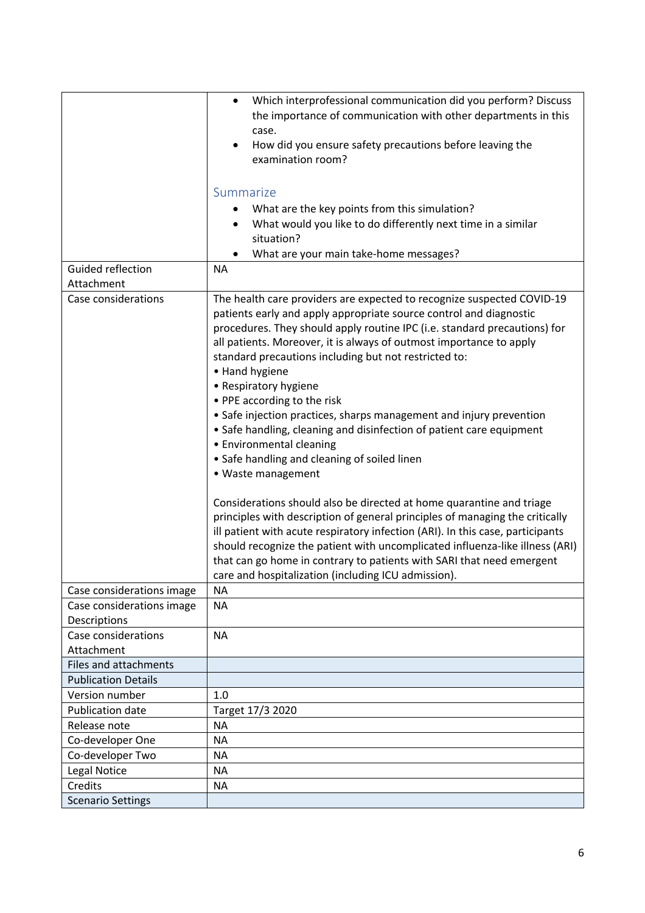| | |
|---|---|
| | • Which interprofessional communication did you perform? Discuss the importance of communication with other departments in this case.<br>• How did you ensure safety precautions before leaving the examination room?<br><br>Summarize<br>• What are the key points from this simulation?<br>• What would you like to do differently next time in a similar situation?<br>• What are your main take-home messages? |
| Guided reflection Attachment | NA |
| Case considerations | The health care providers are expected to recognize suspected COVID-19 patients early and apply appropriate source control and diagnostic procedures. They should apply routine IPC (i.e. standard precautions) for all patients. Moreover, it is always of outmost importance to apply standard precautions including but not restricted to:<br>• Hand hygiene<br>• Respiratory hygiene<br>• PPE according to the risk<br>• Safe injection practices, sharps management and injury prevention<br>• Safe handling, cleaning and disinfection of patient care equipment<br>• Environmental cleaning<br>• Safe handling and cleaning of soiled linen<br>• Waste management<br><br>Considerations should also be directed at home quarantine and triage principles with description of general principles of managing the critically ill patient with acute respiratory infection (ARI). In this case, participants should recognize the patient with uncomplicated influenza-like illness (ARI) that can go home in contrary to patients with SARI that need emergent care and hospitalization (including ICU admission). |
| Case considerations image | NA |
| Case considerations image Descriptions | NA |
| Case considerations Attachment | NA |
| Files and attachments | |
| Publication Details | |
| Version number | 1.0 |
| Publication date | Target 17/3 2020 |
| Release note | NA |
| Co-developer One | NA |
| Co-developer Two | NA |
| Legal Notice | NA |
| Credits | NA |
| Scenario Settings | |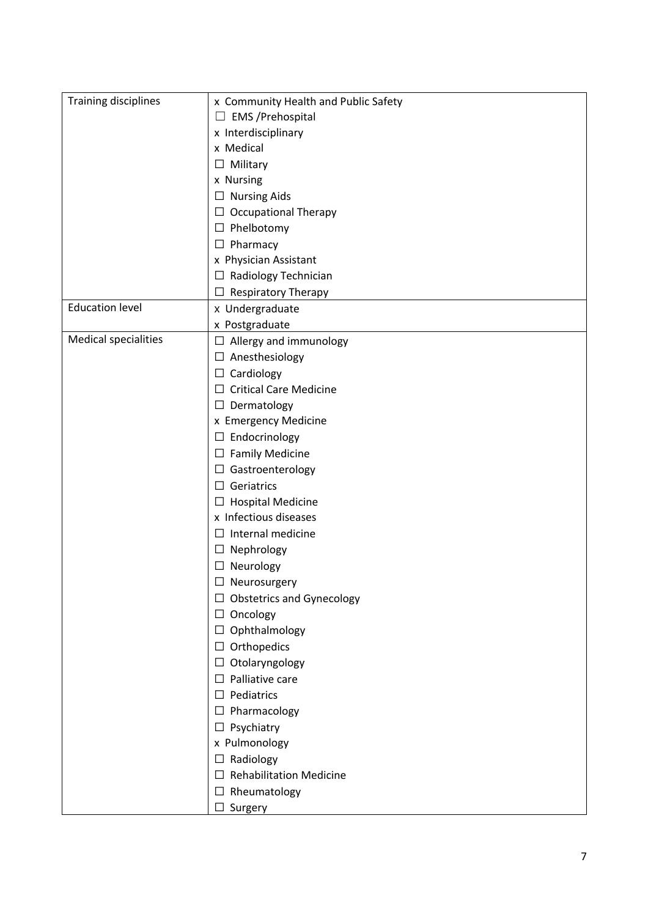| Training disciplines | x Community Health and Public Safety<br>☐ EMS /Prehospital<br>x Interdisciplinary<br>x Medical<br>☐ Military<br>x Nursing<br>☐ Nursing Aids<br>☐ Occupational Therapy<br>☐ Phelbotomy<br>☐ Pharmacy<br>x Physician Assistant<br>☐ Radiology Technician<br>☐ Respiratory Therapy |
|---|---|
| Education level | x Undergraduate<br>x Postgraduate |
| Medical specialities | ☐ Allergy and immunology<br>☐ Anesthesiology<br>☐ Cardiology<br>☐ Critical Care Medicine<br>☐ Dermatology<br>x Emergency Medicine<br>☐ Endocrinology<br>☐ Family Medicine<br>☐ Gastroenterology<br>☐ Geriatrics<br>☐ Hospital Medicine<br>x Infectious diseases<br>☐ Internal medicine<br>☐ Nephrology<br>☐ Neurology<br>☐ Neurosurgery<br>☐ Obstetrics and Gynecology<br>☐ Oncology<br>☐ Ophthalmology<br>☐ Orthopedics<br>☐ Otolaryngology<br>☐ Palliative care<br>☐ Pediatrics<br>☐ Pharmacology<br>☐ Psychiatry<br>x Pulmonology<br>☐ Radiology<br>☐ Rehabilitation Medicine<br>☐ Rheumatology<br>☐ Surgery |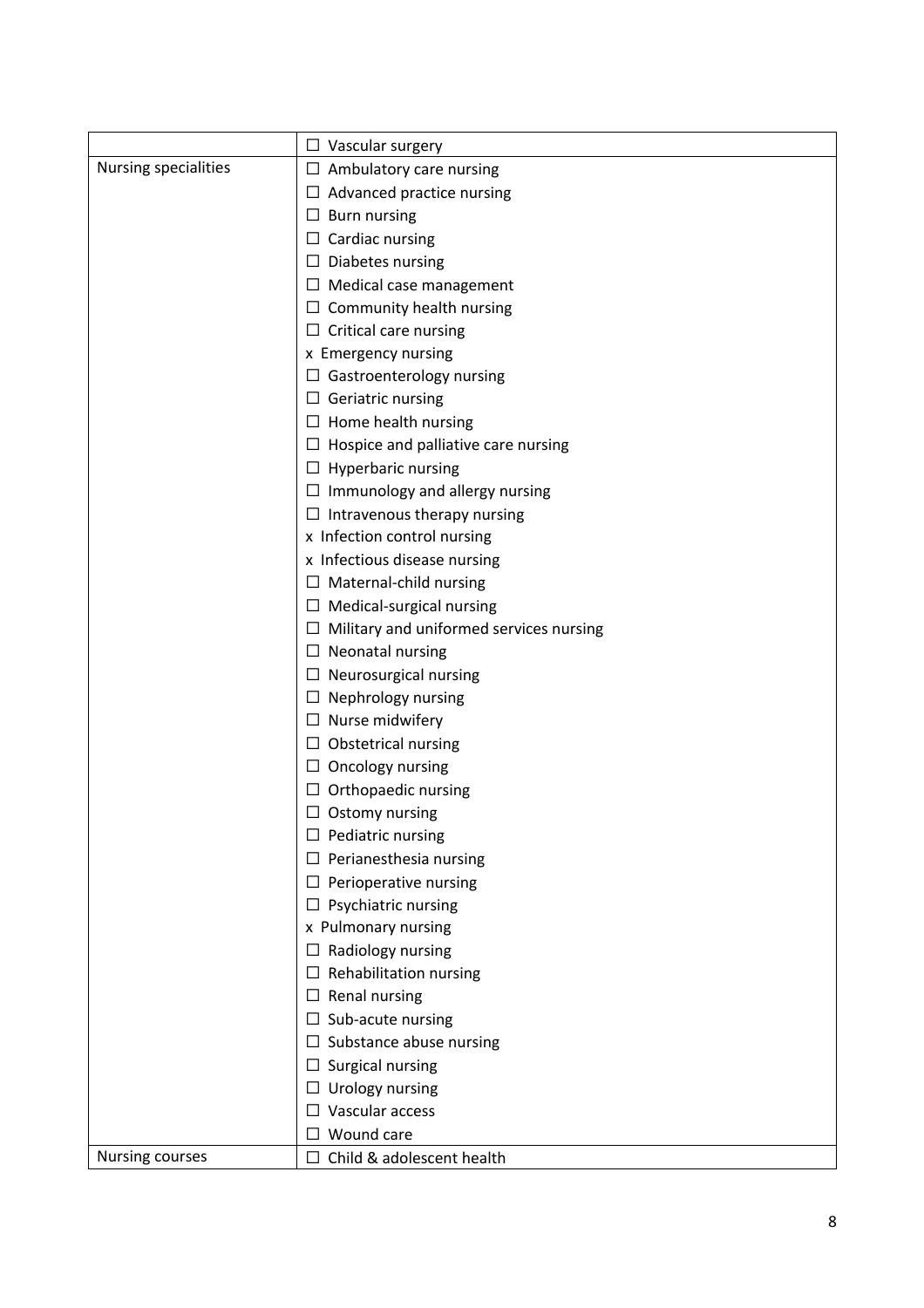| | |
|---|---|
| | ☐ Vascular surgery |
| Nursing specialities | ☐ Ambulatory care nursing<br>☐ Advanced practice nursing<br>☐ Burn nursing<br>☐ Cardiac nursing<br>☐ Diabetes nursing<br>☐ Medical case management<br>☐ Community health nursing<br>☐ Critical care nursing<br>x Emergency nursing<br>☐ Gastroenterology nursing<br>☐ Geriatric nursing<br>☐ Home health nursing<br>☐ Hospice and palliative care nursing<br>☐ Hyperbaric nursing<br>☐ Immunology and allergy nursing<br>☐ Intravenous therapy nursing<br>x Infection control nursing<br>x Infectious disease nursing<br>☐ Maternal-child nursing<br>☐ Medical-surgical nursing<br>☐ Military and uniformed services nursing<br>☐ Neonatal nursing<br>☐ Neurosurgical nursing<br>☐ Nephrology nursing<br>☐ Nurse midwifery<br>☐ Obstetrical nursing<br>☐ Oncology nursing<br>☐ Orthopaedic nursing<br>☐ Ostomy nursing<br>☐ Pediatric nursing<br>☐ Perianesthesia nursing<br>☐ Perioperative nursing<br>☐ Psychiatric nursing<br>x Pulmonary nursing<br>☐ Radiology nursing<br>☐ Rehabilitation nursing<br>☐ Renal nursing<br>☐ Sub-acute nursing<br>☐ Substance abuse nursing<br>☐ Surgical nursing<br>☐ Urology nursing<br>☐ Vascular access<br>☐ Wound care |
| Nursing courses | ☐ Child & adolescent health |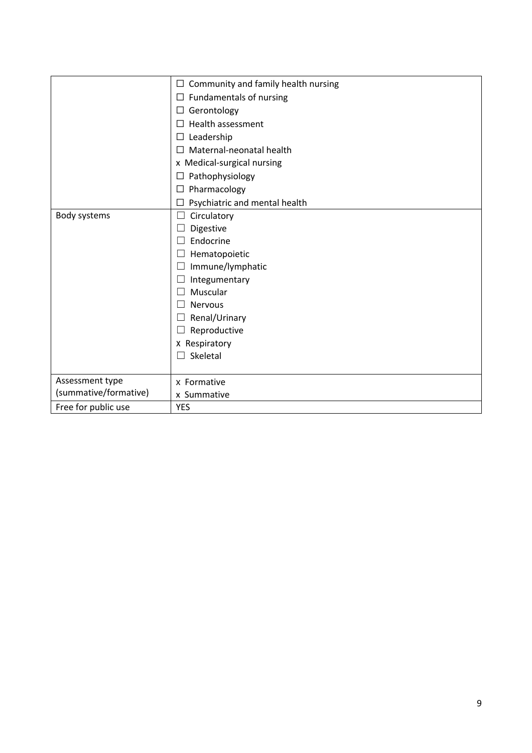| | |
|---|---|
| | ☐ Community and family health nursing<br>☐ Fundamentals of nursing<br>☐ Gerontology<br>☐ Health assessment<br>☐ Leadership<br>☐ Maternal-neonatal health<br>x Medical-surgical nursing<br>☐ Pathophysiology<br>☐ Pharmacology<br>☐ Psychiatric and mental health |
| Body systems | ☐ Circulatory<br>☐ Digestive<br>☐ Endocrine<br>☐ Hematopoietic<br>☐ Immune/lymphatic<br>☐ Integumentary<br>☐ Muscular<br>☐ Nervous<br>☐ Renal/Urinary<br>☐ Reproductive<br>X Respiratory<br>☐ Skeletal |
| Assessment type (summative/formative) | X Formative<br>x Summative |
| Free for public use | YES |